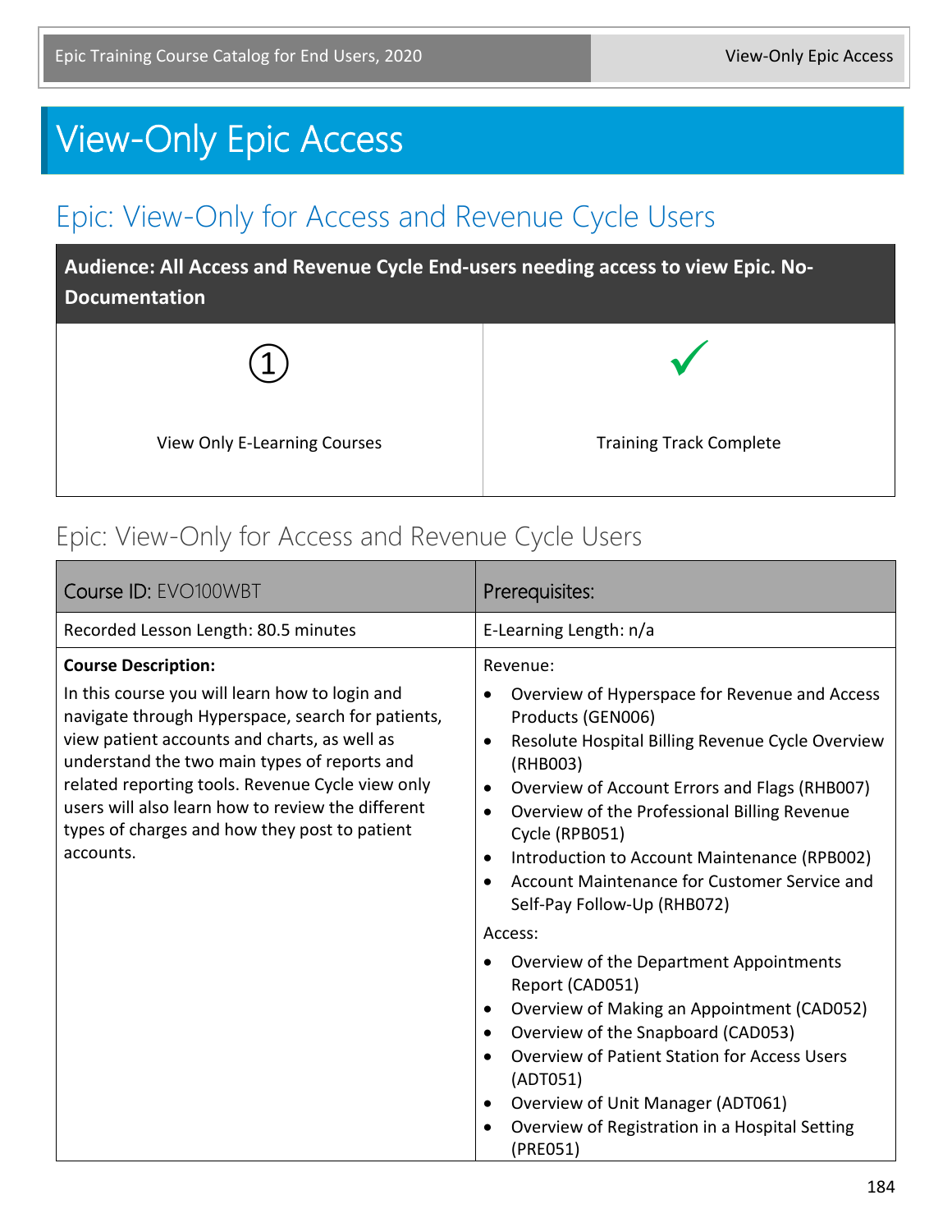# View-Only Epic Access

## Epic: View-Only for Access and Revenue Cycle Users

| Audience: All Access and Revenue Cycle End-users needing access to view Epic. No-Documentation | |
|---|---|
| ① View Only E-Learning Courses | ✓ Training Track Complete |

### Epic: View-Only for Access and Revenue Cycle Users

| Course ID: EVO100WBT | Prerequisites: |
|---|---|
| Recorded Lesson Length: 80.5 minutes | E-Learning Length: n/a |
| **Course Description:**<br>In this course you will learn how to login and navigate through Hyperspace, search for patients, view patient accounts and charts, as well as understand the two main types of reports and related reporting tools. Revenue Cycle view only users will also learn how to review the different types of charges and how they post to patient accounts. | Revenue:<br>• Overview of Hyperspace for Revenue and Access Products (GEN006)<br>• Resolute Hospital Billing Revenue Cycle Overview (RHB003)<br>• Overview of Account Errors and Flags (RHB007)<br>• Overview of the Professional Billing Revenue Cycle (RPB051)<br>• Introduction to Account Maintenance (RPB002)<br>• Account Maintenance for Customer Service and Self-Pay Follow-Up (RHB072)<br>Access:<br>• Overview of the Department Appointments Report (CAD051)<br>• Overview of Making an Appointment (CAD052)<br>• Overview of the Snapboard (CAD053)<br>• Overview of Patient Station for Access Users (ADT051)<br>• Overview of Unit Manager (ADT061)<br>• Overview of Registration in a Hospital Setting (PRE051) |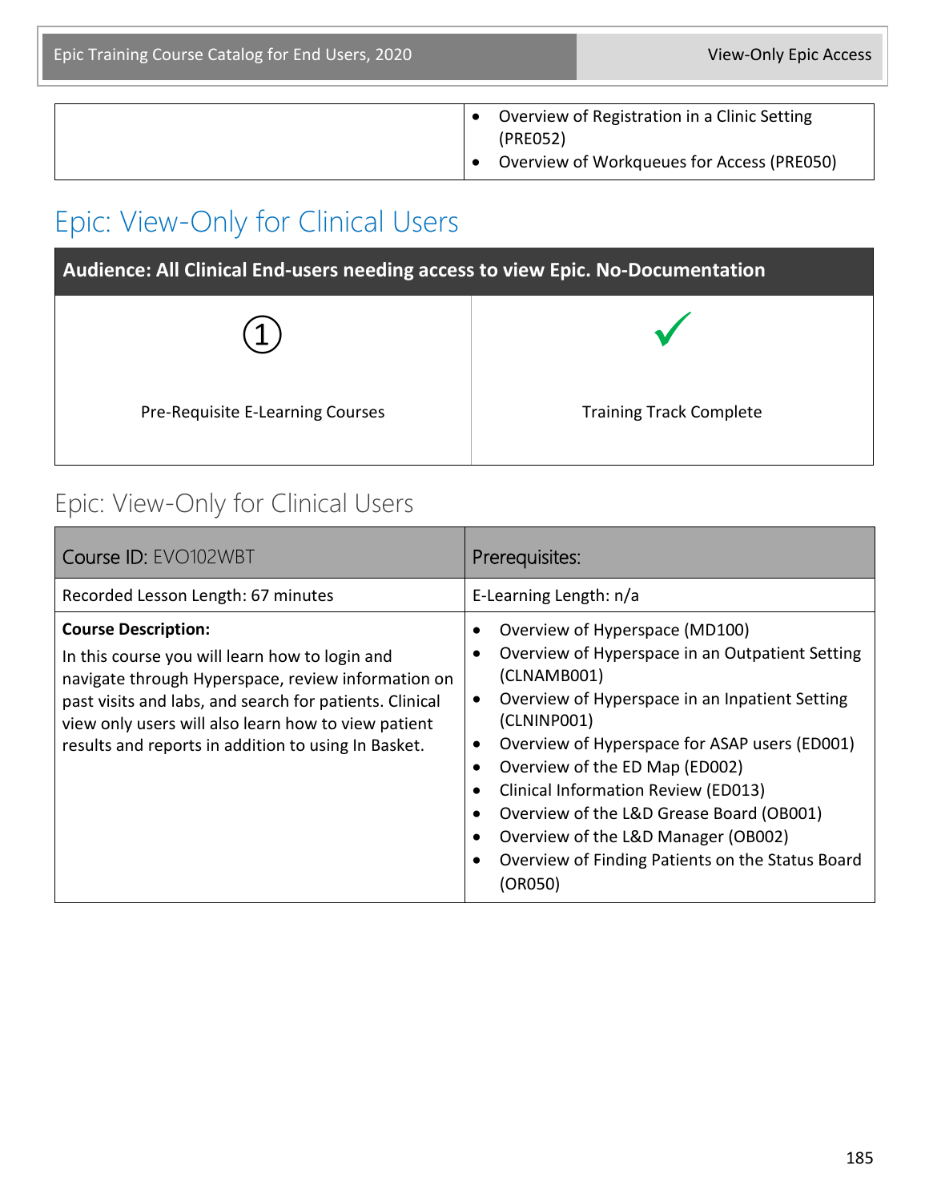| | |
|---|---|
| | • Overview of Registration in a Clinic Setting (PRE052)<br>• Overview of Workqueues for Access (PRE050) |

# Epic: View-Only for Clinical Users

| Audience: All Clinical End-users needing access to view Epic. No-Documentation | |
|---|---|
| ① Pre-Requisite E-Learning Courses | ✓ Training Track Complete |

## Epic: View-Only for Clinical Users

| Course ID: EVO102WBT | Prerequisites: |
|---|---|
| Recorded Lesson Length: 67 minutes | E-Learning Length: n/a |
| **Course Description:**<br>In this course you will learn how to login and navigate through Hyperspace, review information on past visits and labs, and search for patients. Clinical view only users will also learn how to view patient results and reports in addition to using In Basket. | • Overview of Hyperspace (MD100)<br>• Overview of Hyperspace in an Outpatient Setting (CLNAMB001)<br>• Overview of Hyperspace in an Inpatient Setting (CLNINP001)<br>• Overview of Hyperspace for ASAP users (ED001)<br>• Overview of the ED Map (ED002)<br>• Clinical Information Review (ED013)<br>• Overview of the L&D Grease Board (OB001)<br>• Overview of the L&D Manager (OB002)<br>• Overview of Finding Patients on the Status Board (OR050) |